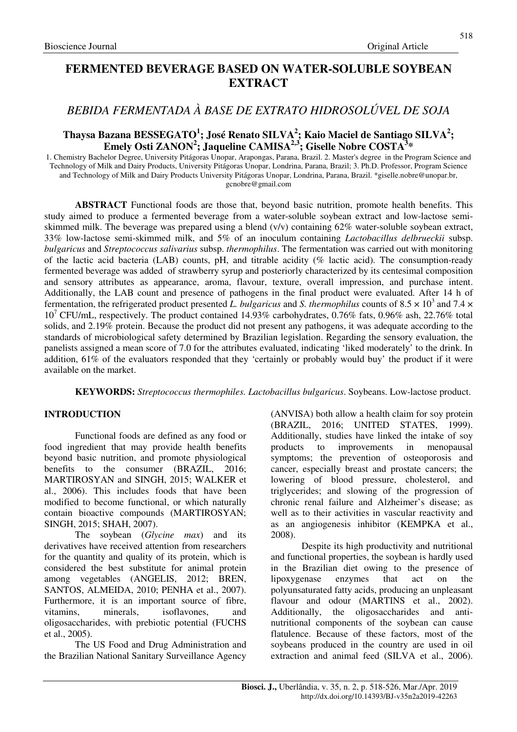# FERMENTED BEVERAGE BASED ON WATER-SOLUBLE SOYBEAN EXTRACT

## *BEBIDA FERMENTADA À BASE DE EXTRATO HIDROSOLÚVEL DE SOJA*

**Thaysa Bazana BESSEGATO[1]; José Renato SILVA[2]; Kaio Maciel de Santiago SILVA[2]; Emely Osti ZANON[2]; Jaqueline CAMISA[2,3]; Giselle Nobre COSTA[3]\***

1. Chemistry Bachelor Degree, University Pitágoras Unopar, Arapongas, Parana, Brazil. 2. Master's degree in the Program Science and Technology of Milk and Dairy Products, University Pitágoras Unopar, Londrina, Parana, Brazil; 3. Ph.D. Professor, Program Science and Technology of Milk and Dairy Products University Pitágoras Unopar, Londrina, Parana, Brazil. \*giselle.nobre@unopar.br, gcnobre@gmail.com

**ABSTRACT** Functional foods are those that, beyond basic nutrition, promote health benefits. This study aimed to produce a fermented beverage from a water-soluble soybean extract and low-lactose semi-skimmed milk. The beverage was prepared using a blend (v/v) containing 62% water-soluble soybean extract, 33% low-lactose semi-skimmed milk, and 5% of an inoculum containing *Lactobacillus delbrueckii* subsp. *bulgaricus* and *Streptococcus salivarius* subsp. *thermophilus*. The fermentation was carried out with monitoring of the lactic acid bacteria (LAB) counts, pH, and titrable acidity (% lactic acid). The consumption-ready fermented beverage was added of strawberry syrup and posteriorly characterized by its centesimal composition and sensory attributes as appearance, aroma, flavour, texture, overall impression, and purchase intent. Additionally, the LAB count and presence of pathogens in the final product were evaluated. After 14 h of fermentation, the refrigerated product presented *L. bulgaricus* and *S. thermophilus* counts of $8.5 \times 10^3$ and $7.4 \times 10^7$ CFU/mL, respectively. The product contained 14.93% carbohydrates, 0.76% fats, 0.96% ash, 22.76% total solids, and 2.19% protein. Because the product did not present any pathogens, it was adequate according to the standards of microbiological safety determined by Brazilian legislation. Regarding the sensory evaluation, the panelists assigned a mean score of 7.0 for the attributes evaluated, indicating 'liked moderately' to the drink. In addition, 61% of the evaluators responded that they 'certainly or probably would buy' the product if it were available on the market.

**KEYWORDS:** *Streptococcus thermophiles*. *Lactobacillus bulgaricus*. Soybeans. Low-lactose product.

## INTRODUCTION

Functional foods are defined as any food or food ingredient that may provide health benefits beyond basic nutrition, and promote physiological benefits to the consumer (BRAZIL, 2016; MARTIROSYAN and SINGH, 2015; WALKER et al., 2006). This includes foods that have been modified to become functional, or which naturally contain bioactive compounds (MARTIROSYAN; SINGH, 2015; SHAH, 2007).

The soybean (*Glycine max*) and its derivatives have received attention from researchers for the quantity and quality of its protein, which is considered the best substitute for animal protein among vegetables (ANGELIS, 2012; BREN, SANTOS, ALMEIDA, 2010; PENHA et al., 2007). Furthermore, it is an important source of fibre, vitamins, minerals, isoflavones, and oligosaccharides, with prebiotic potential (FUCHS et al., 2005).

The US Food and Drug Administration and the Brazilian National Sanitary Surveillance Agency (ANVISA) both allow a health claim for soy protein (BRAZIL, 2016; UNITED STATES, 1999). Additionally, studies have linked the intake of soy products to improvements in menopausal symptoms; the prevention of osteoporosis and cancer, especially breast and prostate cancers; the lowering of blood pressure, cholesterol, and triglycerides; and slowing of the progression of chronic renal failure and Alzheimer's disease; as well as to their activities in vascular reactivity and as an angiogenesis inhibitor (KEMPKA et al., 2008).

Despite its high productivity and nutritional and functional properties, the soybean is hardly used in the Brazilian diet owing to the presence of lipoxygenase enzymes that act on the polyunsaturated fatty acids, producing an unpleasant flavour and odour (MARTINS et al., 2002). Additionally, the oligosaccharides and anti-nutritional components of the soybean can cause flatulence. Because of these factors, most of the soybeans produced in the country are used in oil extraction and animal feed (SILVA et al., 2006).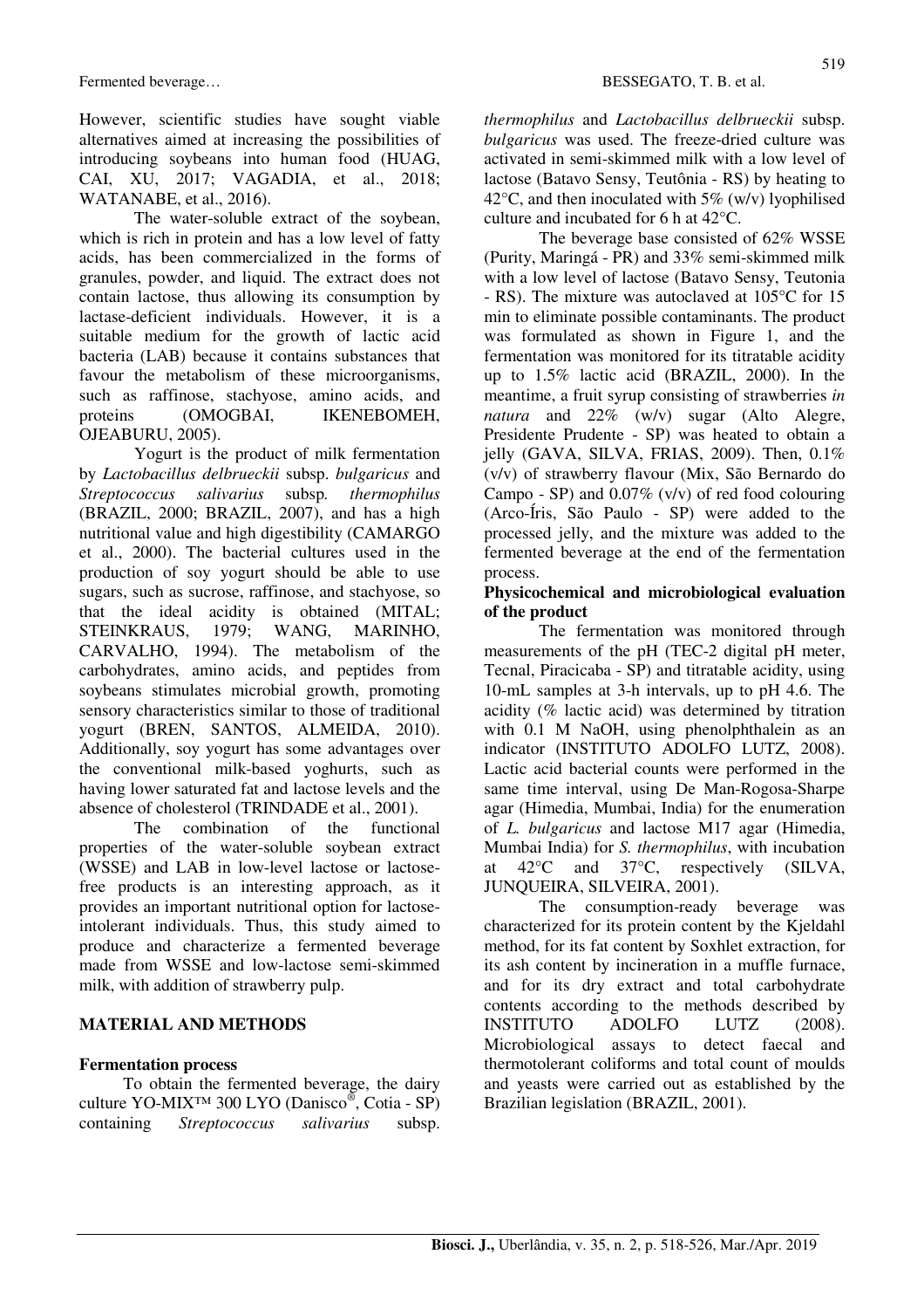However, scientific studies have sought viable alternatives aimed at increasing the possibilities of introducing soybeans into human food (HUAG, CAI, XU, 2017; VAGADIA, et al., 2018; WATANABE, et al., 2016).

The water-soluble extract of the soybean, which is rich in protein and has a low level of fatty acids, has been commercialized in the forms of granules, powder, and liquid. The extract does not contain lactose, thus allowing its consumption by lactase-deficient individuals. However, it is a suitable medium for the growth of lactic acid bacteria (LAB) because it contains substances that favour the metabolism of these microorganisms, such as raffinose, stachyose, amino acids, and proteins (OMOGBAI, IKENEBOMEH, OJEABURU, 2005).

Yogurt is the product of milk fermentation by *Lactobacillus delbrueckii* subsp. *bulgaricus* and *Streptococcus salivarius* subsp*. thermophilus* (BRAZIL, 2000; BRAZIL, 2007), and has a high nutritional value and high digestibility (CAMARGO et al., 2000). The bacterial cultures used in the production of soy yogurt should be able to use sugars, such as sucrose, raffinose, and stachyose, so that the ideal acidity is obtained (MITAL; STEINKRAUS, 1979; WANG, MARINHO, CARVALHO, 1994). The metabolism of the carbohydrates, amino acids, and peptides from soybeans stimulates microbial growth, promoting sensory characteristics similar to those of traditional yogurt (BREN, SANTOS, ALMEIDA, 2010). Additionally, soy yogurt has some advantages over the conventional milk-based yoghurts, such as having lower saturated fat and lactose levels and the absence of cholesterol (TRINDADE et al., 2001).

The combination of the functional properties of the water-soluble soybean extract (WSSE) and LAB in low-level lactose or lactose-free products is an interesting approach, as it provides an important nutritional option for lactose-intolerant individuals. Thus, this study aimed to produce and characterize a fermented beverage made from WSSE and low-lactose semi-skimmed milk, with addition of strawberry pulp.

## MATERIAL AND METHODS

### Fermentation process

To obtain the fermented beverage, the dairy culture YO-MIX™ 300 LYO (Danisco®, Cotia - SP) containing *Streptococcus salivarius* subsp. *thermophilus* and *Lactobacillus delbrueckii* subsp. *bulgaricus* was used. The freeze-dried culture was activated in semi-skimmed milk with a low level of lactose (Batavo Sensy, Teutônia - RS) by heating to 42°C, and then inoculated with 5% (w/v) lyophilised culture and incubated for 6 h at 42°C.

The beverage base consisted of 62% WSSE (Purity, Maringá - PR) and 33% semi-skimmed milk with a low level of lactose (Batavo Sensy, Teutonia - RS). The mixture was autoclaved at 105°C for 15 min to eliminate possible contaminants. The product was formulated as shown in Figure 1, and the fermentation was monitored for its titratable acidity up to 1.5% lactic acid (BRAZIL, 2000). In the meantime, a fruit syrup consisting of strawberries *in natura* and 22% (w/v) sugar (Alto Alegre, Presidente Prudente - SP) was heated to obtain a jelly (GAVA, SILVA, FRIAS, 2009). Then, 0.1% (v/v) of strawberry flavour (Mix, São Bernardo do Campo - SP) and 0.07% (v/v) of red food colouring (Arco-Íris, São Paulo - SP) were added to the processed jelly, and the mixture was added to the fermented beverage at the end of the fermentation process.

### Physicochemical and microbiological evaluation of the product

The fermentation was monitored through measurements of the pH (TEC-2 digital pH meter, Tecnal, Piracicaba - SP) and titratable acidity, using 10-mL samples at 3-h intervals, up to pH 4.6. The acidity (% lactic acid) was determined by titration with 0.1 M NaOH, using phenolphthalein as an indicator (INSTITUTO ADOLFO LUTZ, 2008). Lactic acid bacterial counts were performed in the same time interval, using De Man-Rogosa-Sharpe agar (Himedia, Mumbai, India) for the enumeration of *L. bulgaricus* and lactose M17 agar (Himedia, Mumbai India) for *S. thermophilus*, with incubation at 42°C and 37°C, respectively (SILVA, JUNQUEIRA, SILVEIRA, 2001).

The consumption-ready beverage was characterized for its protein content by the Kjeldahl method, for its fat content by Soxhlet extraction, for its ash content by incineration in a muffle furnace, and for its dry extract and total carbohydrate contents according to the methods described by INSTITUTO ADOLFO LUTZ (2008). Microbiological assays to detect faecal and thermotolerant coliforms and total count of moulds and yeasts were carried out as established by the Brazilian legislation (BRAZIL, 2001).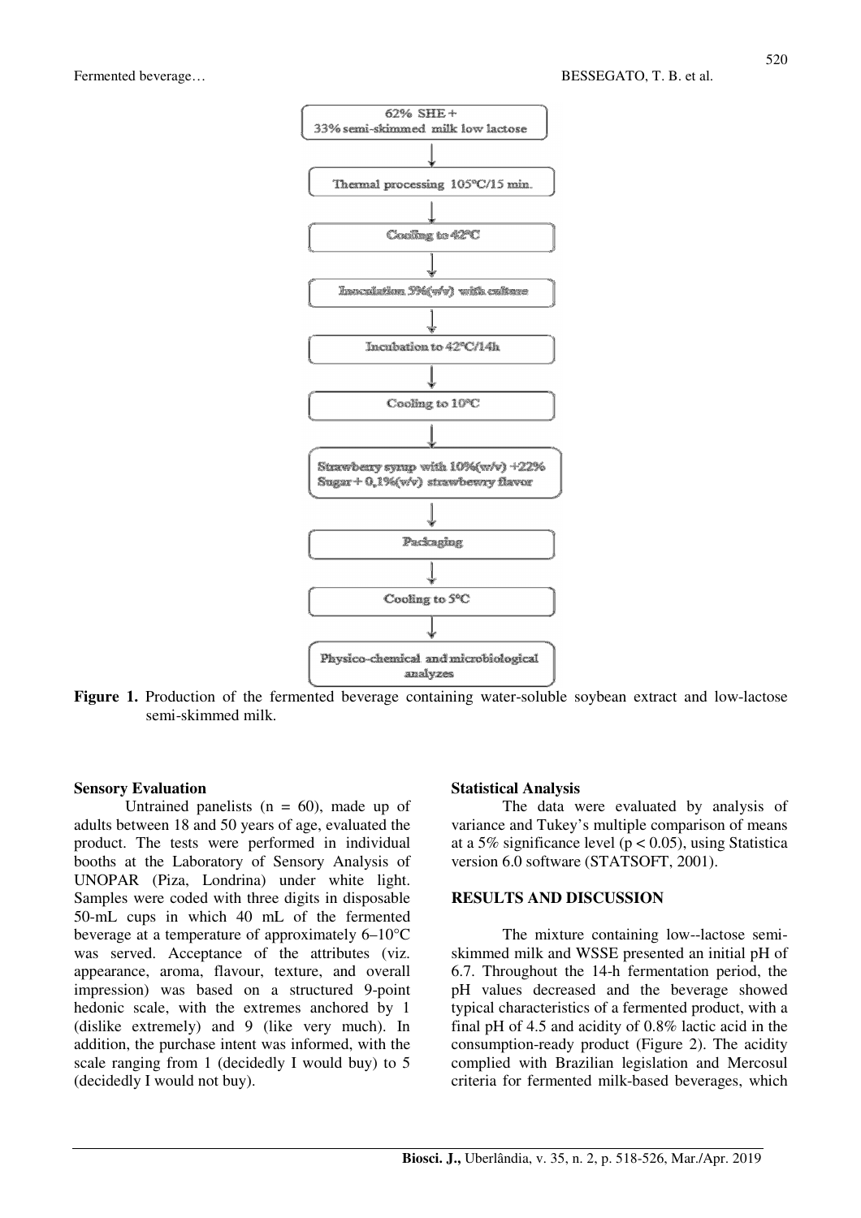62% SHE +
33% semi-skimmed milk low lactose

↓

Thermal processing 105°C/15 min.

↓

Cooling to 42°C

↓

Inoculation 5%(w/v) with culture

↓

Incubation to 42°C/14h

↓

Cooling to 10°C

↓

Strawberry syrup with 10%(w/v) +22% Sugar + 0,1%(w/v) strawberry flavor

↓

Packaging

↓

Cooling to 5°C

↓

Physico-chemical and microbiological analyzes

**Figure 1.** Production of the fermented beverage containing water-soluble soybean extract and low-lactose semi-skimmed milk.

**Sensory Evaluation**

Untrained panelists (n = 60), made up of adults between 18 and 50 years of age, evaluated the product. The tests were performed in individual booths at the Laboratory of Sensory Analysis of UNOPAR (Piza, Londrina) under white light. Samples were coded with three digits in disposable 50-mL cups in which 40 mL of the fermented beverage at a temperature of approximately 6–10°C was served. Acceptance of the attributes (viz. appearance, aroma, flavour, texture, and overall impression) was based on a structured 9-point hedonic scale, with the extremes anchored by 1 (dislike extremely) and 9 (like very much). In addition, the purchase intent was informed, with the scale ranging from 1 (decidedly I would buy) to 5 (decidedly I would not buy).

**Statistical Analysis**

The data were evaluated by analysis of variance and Tukey's multiple comparison of means at a 5% significance level ($p < 0.05$), using Statistica version 6.0 software (STATSOFT, 2001).

**RESULTS AND DISCUSSION**

The mixture containing low--lactose semi-skimmed milk and WSSE presented an initial pH of 6.7. Throughout the 14-h fermentation period, the pH values decreased and the beverage showed typical characteristics of a fermented product, with a final pH of 4.5 and acidity of 0.8% lactic acid in the consumption-ready product (Figure 2). The acidity complied with Brazilian legislation and Mercosul criteria for fermented milk-based beverages, which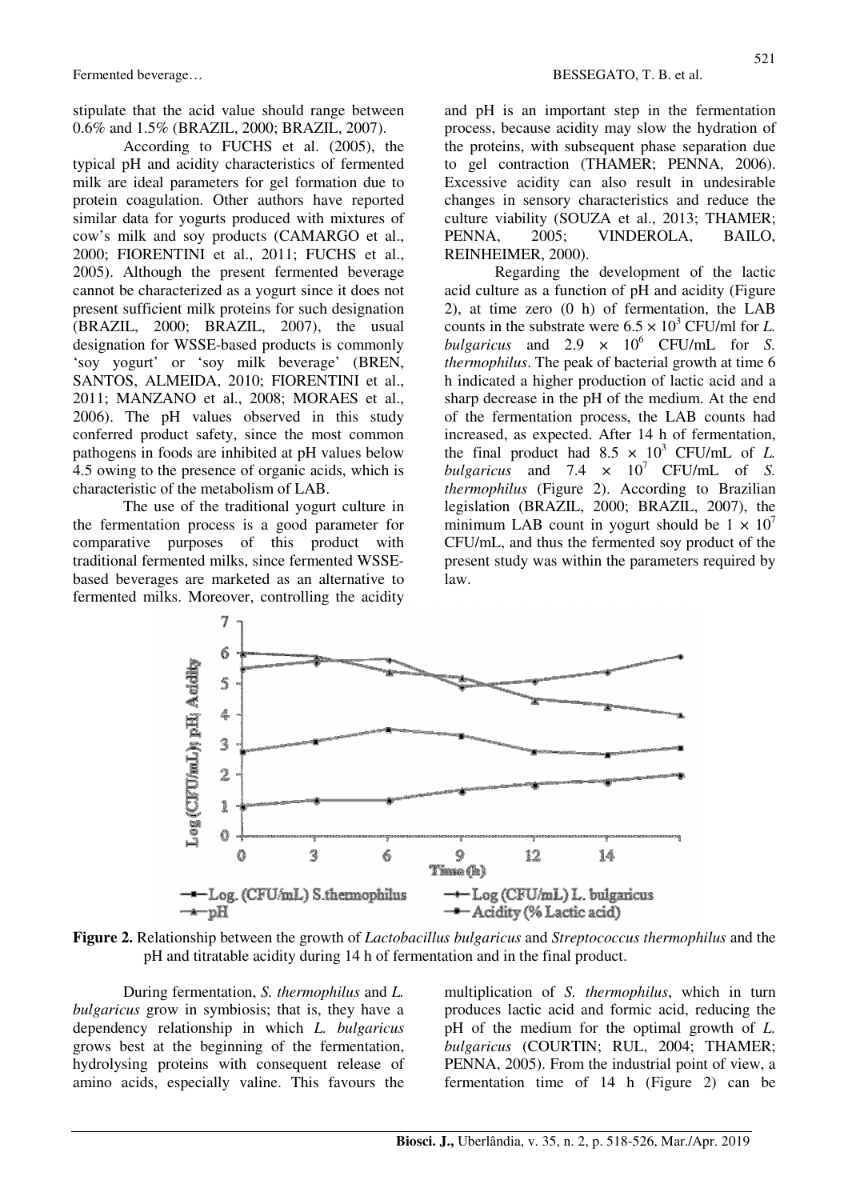stipulate that the acid value should range between 0.6% and 1.5% (BRAZIL, 2000; BRAZIL, 2007).

According to FUCHS et al. (2005), the typical pH and acidity characteristics of fermented milk are ideal parameters for gel formation due to protein coagulation. Other authors have reported similar data for yogurts produced with mixtures of cow's milk and soy products (CAMARGO et al., 2000; FIORENTINI et al., 2011; FUCHS et al., 2005). Although the present fermented beverage cannot be characterized as a yogurt since it does not present sufficient milk proteins for such designation (BRAZIL, 2000; BRAZIL, 2007), the usual designation for WSSE-based products is commonly 'soy yogurt' or 'soy milk beverage' (BREN, SANTOS, ALMEIDA, 2010; FIORENTINI et al., 2011; MANZANO et al., 2008; MORAES et al., 2006). The pH values observed in this study conferred product safety, since the most common pathogens in foods are inhibited at pH values below 4.5 owing to the presence of organic acids, which is characteristic of the metabolism of LAB.

The use of the traditional yogurt culture in the fermentation process is a good parameter for comparative purposes of this product with traditional fermented milks, since fermented WSSE-based beverages are marketed as an alternative to fermented milks. Moreover, controlling the acidity and pH is an important step in the fermentation process, because acidity may slow the hydration of the proteins, with subsequent phase separation due to gel contraction (THAMER; PENNA, 2006). Excessive acidity can also result in undesirable changes in sensory characteristics and reduce the culture viability (SOUZA et al., 2013; THAMER; PENNA, 2005; VINDEROLA, BAILO, REINHEIMER, 2000).

Regarding the development of the lactic acid culture as a function of pH and acidity (Figure 2), at time zero (0 h) of fermentation, the LAB counts in the substrate were $6.5 \times 10^3$ CFU/ml for *L. bulgaricus* and $2.9 \times 10^6$ CFU/mL for *S. thermophilus*. The peak of bacterial growth at time 6 h indicated a higher production of lactic acid and a sharp decrease in the pH of the medium. At the end of the fermentation process, the LAB counts had increased, as expected. After 14 h of fermentation, the final product had $8.5 \times 10^3$ CFU/mL of *L. bulgaricus* and $7.4 \times 10^7$ CFU/mL of *S. thermophilus* (Figure 2). According to Brazilian legislation (BRAZIL, 2000; BRAZIL, 2007), the minimum LAB count in yogurt should be $1 \times 10^7$ CFU/mL, and thus the fermented soy product of the present study was within the parameters required by law.

**Figure 2.** Relationship between the growth of *Lactobacillus bulgaricus* and *Streptococcus thermophilus* and the pH and titratable acidity during 14 h of fermentation and in the final product.

During fermentation, *S. thermophilus* and *L. bulgaricus* grow in symbiosis; that is, they have a dependency relationship in which *L. bulgaricus* grows best at the beginning of the fermentation, hydrolysing proteins with consequent release of amino acids, especially valine. This favours the multiplication of *S. thermophilus*, which in turn produces lactic acid and formic acid, reducing the pH of the medium for the optimal growth of *L. bulgaricus* (COURTIN; RUL, 2004; THAMER; PENNA, 2005). From the industrial point of view, a fermentation time of 14 h (Figure 2) can be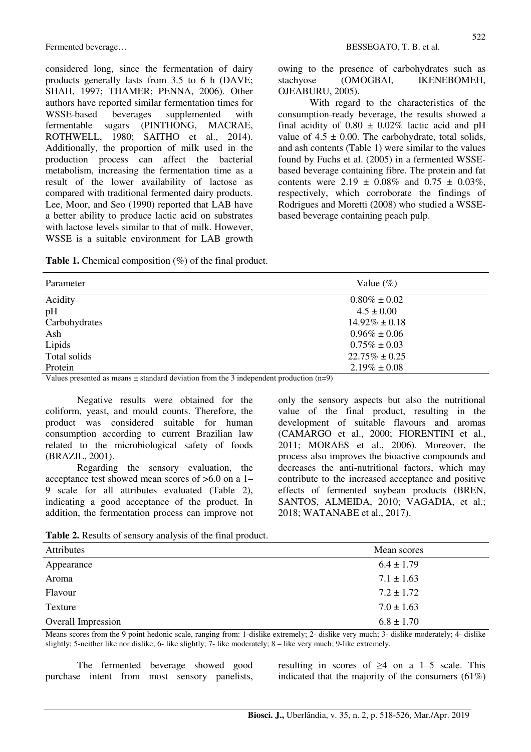considered long, since the fermentation of dairy products generally lasts from 3.5 to 6 h (DAVE; SHAH, 1997; THAMER; PENNA, 2006). Other authors have reported similar fermentation times for WSSE-based beverages supplemented with fermentable sugars (PINTHONG, MACRAE, ROTHWELL, 1980; SAITHO et al., 2014). Additionally, the proportion of milk used in the production process can affect the bacterial metabolism, increasing the fermentation time as a result of the lower availability of lactose as compared with traditional fermented dairy products. Lee, Moor, and Seo (1990) reported that LAB have a better ability to produce lactic acid on substrates with lactose levels similar to that of milk. However, WSSE is a suitable environment for LAB growth owing to the presence of carbohydrates such as stachyose (OMOGBAI, IKENEBOMEH, OJEABURU, 2005).

With regard to the characteristics of the consumption-ready beverage, the results showed a final acidity of 0.80 ± 0.02% lactic acid and pH value of 4.5 ± 0.00. The carbohydrate, total solids, and ash contents (Table 1) were similar to the values found by Fuchs et al. (2005) in a fermented WSSE-based beverage containing fibre. The protein and fat contents were 2.19 ± 0.08% and 0.75 ± 0.03%, respectively, which corroborate the findings of Rodrigues and Moretti (2008) who studied a WSSE-based beverage containing peach pulp.

**Table 1.** Chemical composition (%) of the final product.

| Parameter | Value (%) |
|---|---|
| Acidity | 0.80% ± 0.02 |
| pH | 4.5 ± 0.00 |
| Carbohydrates | 14.92% ± 0.18 |
| Ash | 0.96% ± 0.06 |
| Lipids | 0.75% ± 0.03 |
| Total solids | 22.75% ± 0.25 |
| Protein | 2.19% ± 0.08 |

Values presented as means ± standard deviation from the 3 independent production (n=9)

Negative results were obtained for the coliform, yeast, and mould counts. Therefore, the product was considered suitable for human consumption according to current Brazilian law related to the microbiological safety of foods (BRAZIL, 2001).

Regarding the sensory evaluation, the acceptance test showed mean scores of >6.0 on a 1–9 scale for all attributes evaluated (Table 2), indicating a good acceptance of the product. In addition, the fermentation process can improve not only the sensory aspects but also the nutritional value of the final product, resulting in the development of suitable flavours and aromas (CAMARGO et al., 2000; FIORENTINI et al., 2011; MORAES et al., 2006). Moreover, the process also improves the bioactive compounds and decreases the anti-nutritional factors, which may contribute to the increased acceptance and positive effects of fermented soybean products (BREN, SANTOS, ALMEIDA, 2010; VAGADIA, et al.; 2018; WATANABE et al., 2017).

**Table 2.** Results of sensory analysis of the final product.

| Attributes | Mean scores |
|---|---|
| Appearance | 6.4 ± 1.79 |
| Aroma | 7.1 ± 1.63 |
| Flavour | 7.2 ± 1.72 |
| Texture | 7.0 ± 1.63 |
| Overall Impression | 6.8 ± 1.70 |

Means scores from the 9 point hedonic scale, ranging from: 1-dislike extremely; 2- dislike very much; 3- dislike moderately; 4- dislike slightly; 5-neither like nor dislike; 6- like slightly; 7- like moderately; 8 – like very much; 9-like extremely.

The fermented beverage showed good purchase intent from most sensory panelists, resulting in scores of ≥4 on a 1–5 scale. This indicated that the majority of the consumers (61%)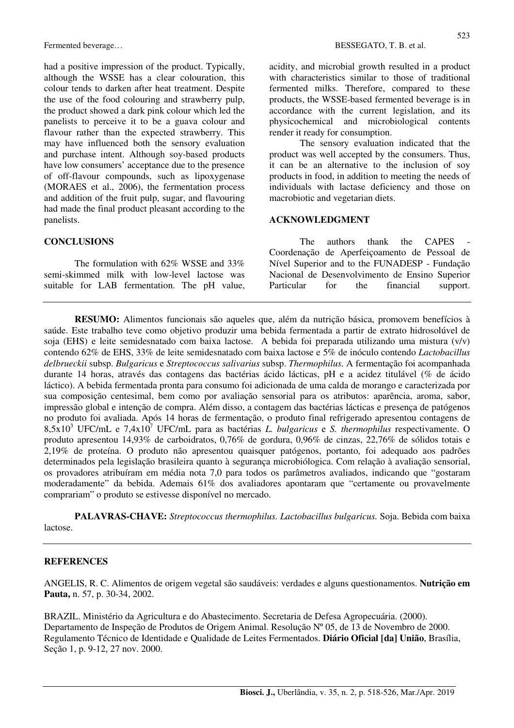had a positive impression of the product. Typically, although the WSSE has a clear colouration, this colour tends to darken after heat treatment. Despite the use of the food colouring and strawberry pulp, the product showed a dark pink colour which led the panelists to perceive it to be a guava colour and flavour rather than the expected strawberry. This may have influenced both the sensory evaluation and purchase intent. Although soy-based products have low consumers' acceptance due to the presence of off-flavour compounds, such as lipoxygenase (MORAES et al., 2006), the fermentation process and addition of the fruit pulp, sugar, and flavouring had made the final product pleasant according to the panelists.

## CONCLUSIONS

The formulation with 62% WSSE and 33% semi-skimmed milk with low-level lactose was suitable for LAB fermentation. The pH value, acidity, and microbial growth resulted in a product with characteristics similar to those of traditional fermented milks. Therefore, compared to these products, the WSSE-based fermented beverage is in accordance with the current legislation, and its physicochemical and microbiological contents render it ready for consumption.

The sensory evaluation indicated that the product was well accepted by the consumers. Thus, it can be an alternative to the inclusion of soy products in food, in addition to meeting the needs of individuals with lactase deficiency and those on macrobiotic and vegetarian diets.

## ACKNOWLEDGMENT

The authors thank the CAPES - Coordenação de Aperfeiçoamento de Pessoal de Nível Superior and to the FUNADESP - Fundação Nacional de Desenvolvimento de Ensino Superior Particular for the financial support.

---

**RESUMO:** Alimentos funcionais são aqueles que, além da nutrição básica, promovem benefícios à saúde. Este trabalho teve como objetivo produzir uma bebida fermentada a partir de extrato hidrosolúvel de soja (EHS) e leite semidesnatado com baixa lactose. A bebida foi preparada utilizando uma mistura (v/v) contendo 62% de EHS, 33% de leite semidesnatado com baixa lactose e 5% de inóculo contendo *Lactobacillus delbrueckii* subsp. *Bulgaricus* e *Streptococcus salivarius* subsp. *Thermophilus.* A fermentação foi acompanhada durante 14 horas, através das contagens das bactérias ácido lácticas, pH e a acidez titulável (% de ácido láctico). A bebida fermentada pronta para consumo foi adicionada de uma calda de morango e caracterizada por sua composição centesimal, bem como por avaliação sensorial para os atributos: aparência, aroma, sabor, impressão global e intenção de compra. Além disso, a contagem das bactérias lácticas e presença de patógenos no produto foi avaliada. Após 14 horas de fermentação, o produto final refrigerado apresentou contagens de $8,5 \times 10^3$ UFC/mL e $7,4 \times 10^7$ UFC/mL para as bactérias *L. bulgaricus* e *S. thermophilus* respectivamente. O produto apresentou 14,93% de carboidratos, 0,76% de gordura, 0,96% de cinzas, 22,76% de sólidos totais e 2,19% de proteína. O produto não apresentou quaisquer patógenos, portanto, foi adequado aos padrões determinados pela legislação brasileira quanto à segurança microbiológica. Com relação à avaliação sensorial, os provadores atribuíram em média nota 7,0 para todos os parâmetros avaliados, indicando que "gostaram moderadamente" da bebida. Ademais 61% dos avaliadores apontaram que "certamente ou provavelmente comprariam" o produto se estivesse disponível no mercado.

**PALAVRAS-CHAVE:** *Streptococcus thermophilus. Lactobacillus bulgaricus.* Soja. Bebida com baixa lactose.

---

## REFERENCES

ANGELIS, R. C. Alimentos de origem vegetal são saudáveis: verdades e alguns questionamentos. **Nutrição em Pauta,** n. 57, p. 30-34, 2002.

BRAZIL. Ministério da Agricultura e do Abastecimento. Secretaria de Defesa Agropecuária. (2000). Departamento de Inspeção de Produtos de Origem Animal. Resolução Nº 05, de 13 de Novembro de 2000. Regulamento Técnico de Identidade e Qualidade de Leites Fermentados. **Diário Oficial [da] União**, Brasília, Seção 1, p. 9-12, 27 nov. 2000.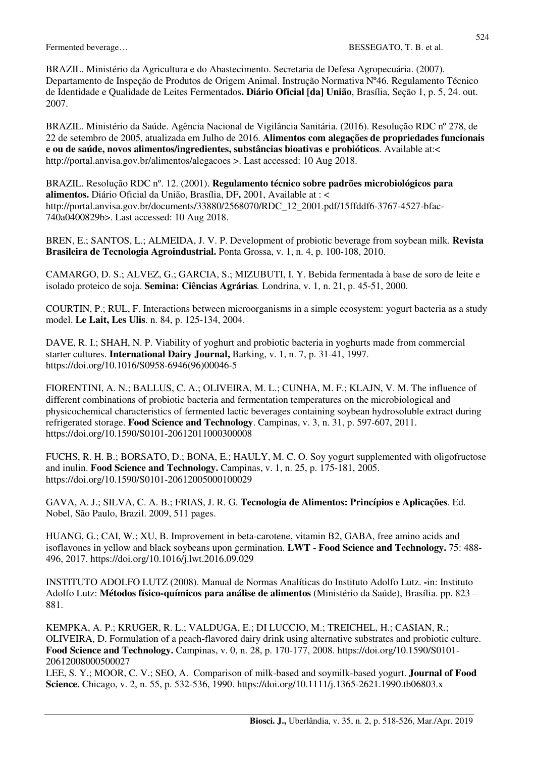BRAZIL. Ministério da Agricultura e do Abastecimento. Secretaria de Defesa Agropecuária. (2007). Departamento de Inspeção de Produtos de Origem Animal. Instrução Normativa Nº46. Regulamento Técnico de Identidade e Qualidade de Leites Fermentados**. Diário Oficial [da] União**, Brasília, Seção 1, p. 5, 24. out. 2007.

BRAZIL. Ministério da Saúde. Agência Nacional de Vigilância Sanitária. (2016). Resolução RDC nº 278, de 22 de setembro de 2005, atualizada em Julho de 2016. **Alimentos com alegações de propriedades funcionais e ou de saúde, novos alimentos/ingredientes, substâncias bioativas e probióticos**. Available at:< http://portal.anvisa.gov.br/alimentos/alegacoes >. Last accessed: 10 Aug 2018.

BRAZIL. Resolução RDC nº. 12. (2001). **Regulamento técnico sobre padrões microbiológicos para alimentos.** Diário Oficial da União, Brasília, DF**,** 2001, Available at : < http://portal.anvisa.gov.br/documents/33880/2568070/RDC_12_2001.pdf/15ffddf6-3767-4527-bfac-740a0400829b>. Last accessed: 10 Aug 2018.

BREN, E.; SANTOS, L.; ALMEIDA, J. V. P. Development of probiotic beverage from soybean milk. **Revista Brasileira de Tecnologia Agroindustrial.** Ponta Grossa, v. 1, n. 4, p. 100-108, 2010.

CAMARGO, D. S.; ALVEZ, G.; GARCIA, S.; MIZUBUTI, I. Y. Bebida fermentada à base de soro de leite e isolado proteico de soja. **Semina: Ciências Agrárias***.* Londrina, v. 1, n. 21, p. 45-51, 2000.

COURTIN, P.; RUL, F. Interactions between microorganisms in a simple ecosystem: yogurt bacteria as a study model. **Le Lait, Les Ulis**. n. 84, p. 125-134, 2004.

DAVE, R. I.; SHAH, N. P. Viability of yoghurt and probiotic bacteria in yoghurts made from commercial starter cultures. **International Dairy Journal,** Barking, v. 1, n. 7, p. 31-41, 1997. https://doi.org/10.1016/S0958-6946(96)00046-5

FIORENTINI, A. N.; BALLUS, C. A.; OLIVEIRA, M. L.; CUNHA, M. F.; KLAJN, V. M. The influence of different combinations of probiotic bacteria and fermentation temperatures on the microbiological and physicochemical characteristics of fermented lactic beverages containing soybean hydrosoluble extract during refrigerated storage. **Food Science and Technology**. Campinas, v. 3, n. 31, p. 597-607, 2011. https://doi.org/10.1590/S0101-20612011000300008

FUCHS, R. H. B.; BORSATO, D.; BONA, E.; HAULY, M. C. O. Soy yogurt supplemented with oligofructose and inulin. **Food Science and Technology.** Campinas, v. 1, n. 25, p. 175-181, 2005. https://doi.org/10.1590/S0101-20612005000100029

GAVA, A. J.; SILVA, C. A. B.; FRIAS, J. R. G. **Tecnologia de Alimentos: Princípios e Aplicações**. Ed. Nobel, São Paulo, Brazil. 2009, 511 pages.

HUANG, G.; CAI, W.; XU, B. Improvement in beta-carotene, vitamin B2, GABA, free amino acids and isoflavones in yellow and black soybeans upon germination. **LWT - Food Science and Technology.** 75: 488-496, 2017. https://doi.org/10.1016/j.lwt.2016.09.029

INSTITUTO ADOLFO LUTZ (2008). Manual de Normas Analíticas do Instituto Adolfo Lutz. **-**in: Instituto Adolfo Lutz: **Métodos físico-químicos para análise de alimentos** (Ministério da Saúde), Brasília. pp. 823 – 881.

KEMPKA, A. P.; KRUGER, R. L.; VALDUGA, E.; DI LUCCIO, M.; TREICHEL, H.; CASIAN, R.; OLIVEIRA, D. Formulation of a peach-flavored dairy drink using alternative substrates and probiotic culture. **Food Science and Technology.** Campinas, v. 0, n. 28, p. 170-177, 2008. https://doi.org/10.1590/S0101-20612008000500027

LEE, S. Y.; MOOR, C. V.; SEO, A. Comparison of milk-based and soymilk-based yogurt. **Journal of Food Science.** Chicago, v. 2, n. 55, p. 532-536, 1990. https://doi.org/10.1111/j.1365-2621.1990.tb06803.x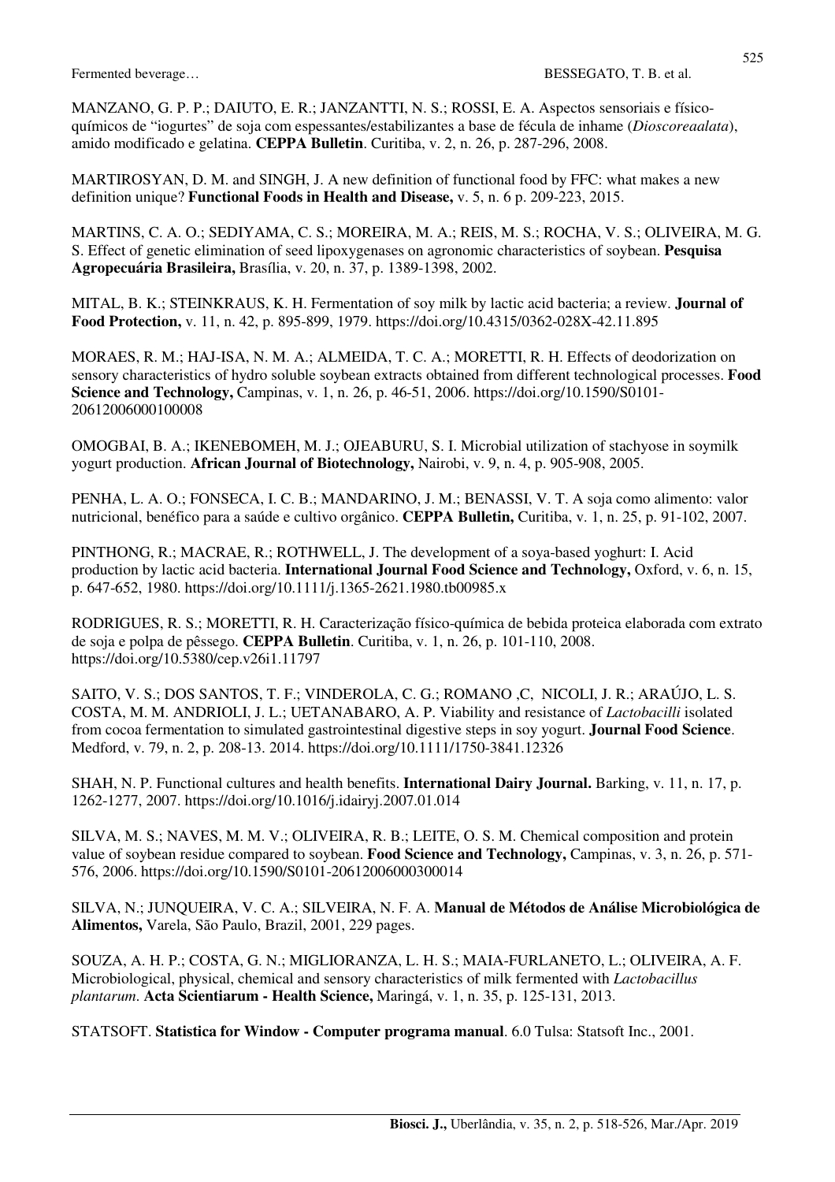MANZANO, G. P. P.; DAIUTO, E. R.; JANZANTTI, N. S.; ROSSI, E. A. Aspectos sensoriais e físico-químicos de "iogurtes" de soja com espessantes/estabilizantes a base de fécula de inhame (*Dioscoreaalata*), amido modificado e gelatina. **CEPPA Bulletin**. Curitiba, v. 2, n. 26, p. 287-296, 2008.

MARTIROSYAN, D. M. and SINGH, J. A new definition of functional food by FFC: what makes a new definition unique? **Functional Foods in Health and Disease,** v. 5, n. 6 p. 209-223, 2015.

MARTINS, C. A. O.; SEDIYAMA, C. S.; MOREIRA, M. A.; REIS, M. S.; ROCHA, V. S.; OLIVEIRA, M. G. S. Effect of genetic elimination of seed lipoxygenases on agronomic characteristics of soybean. **Pesquisa Agropecuária Brasileira,** Brasília, v. 20, n. 37, p. 1389-1398, 2002.

MITAL, B. K.; STEINKRAUS, K. H. Fermentation of soy milk by lactic acid bacteria; a review. **Journal of Food Protection,** v. 11, n. 42, p. 895-899, 1979. https://doi.org/10.4315/0362-028X-42.11.895

MORAES, R. M.; HAJ-ISA, N. M. A.; ALMEIDA, T. C. A.; MORETTI, R. H. Effects of deodorization on sensory characteristics of hydro soluble soybean extracts obtained from different technological processes. **Food Science and Technology,** Campinas, v. 1, n. 26, p. 46-51, 2006. https://doi.org/10.1590/S0101-20612006000100008

OMOGBAI, B. A.; IKENEBOMEH, M. J.; OJEABURU, S. I. Microbial utilization of stachyose in soymilk yogurt production. **African Journal of Biotechnology,** Nairobi, v. 9, n. 4, p. 905-908, 2005.

PENHA, L. A. O.; FONSECA, I. C. B.; MANDARINO, J. M.; BENASSI, V. T. A soja como alimento: valor nutricional, benéfico para a saúde e cultivo orgânico. **CEPPA Bulletin,** Curitiba, v. 1, n. 25, p. 91-102, 2007.

PINTHONG, R.; MACRAE, R.; ROTHWELL, J. The development of a soya-based yoghurt: I. Acid production by lactic acid bacteria. **International Journal Food Science and Technology,** Oxford, v. 6, n. 15, p. 647-652, 1980. https://doi.org/10.1111/j.1365-2621.1980.tb00985.x

RODRIGUES, R. S.; MORETTI, R. H. Caracterização físico-química de bebida proteica elaborada com extrato de soja e polpa de pêssego. **CEPPA Bulletin**. Curitiba, v. 1, n. 26, p. 101-110, 2008. https://doi.org/10.5380/cep.v26i1.11797

SAITO, V. S.; DOS SANTOS, T. F.; VINDEROLA, C. G.; ROMANO ,C, NICOLI, J. R.; ARAÚJO, L. S. COSTA, M. M. ANDRIOLI, J. L.; UETANABARO, A. P. Viability and resistance of *Lactobacilli* isolated from cocoa fermentation to simulated gastrointestinal digestive steps in soy yogurt. **Journal Food Science**. Medford, v. 79, n. 2, p. 208-13. 2014. https://doi.org/10.1111/1750-3841.12326

SHAH, N. P. Functional cultures and health benefits. **International Dairy Journal.** Barking, v. 11, n. 17, p. 1262-1277, 2007. https://doi.org/10.1016/j.idairyj.2007.01.014

SILVA, M. S.; NAVES, M. M. V.; OLIVEIRA, R. B.; LEITE, O. S. M. Chemical composition and protein value of soybean residue compared to soybean. **Food Science and Technology,** Campinas, v. 3, n. 26, p. 571-576, 2006. https://doi.org/10.1590/S0101-20612006000300014

SILVA, N.; JUNQUEIRA, V. C. A.; SILVEIRA, N. F. A. **Manual de Métodos de Análise Microbiológica de Alimentos,** Varela, São Paulo, Brazil, 2001, 229 pages.

SOUZA, A. H. P.; COSTA, G. N.; MIGLIORANZA, L. H. S.; MAIA-FURLANETO, L.; OLIVEIRA, A. F. Microbiological, physical, chemical and sensory characteristics of milk fermented with *Lactobacillus plantarum*. **Acta Scientiarum - Health Science,** Maringá, v. 1, n. 35, p. 125-131, 2013.

STATSOFT. **Statistica for Window - Computer programa manual**. 6.0 Tulsa: Statsoft Inc., 2001.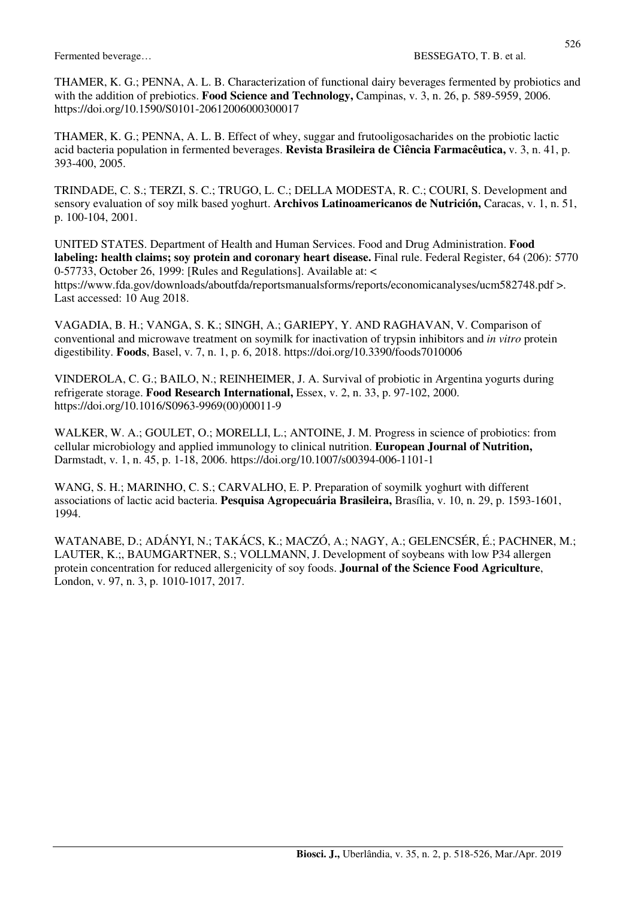THAMER, K. G.; PENNA, A. L. B. Characterization of functional dairy beverages fermented by probiotics and with the addition of prebiotics. **Food Science and Technology,** Campinas, v. 3, n. 26, p. 589-5959, 2006. https://doi.org/10.1590/S0101-20612006000300017

THAMER, K. G.; PENNA, A. L. B. Effect of whey, suggar and frutooligosacharides on the probiotic lactic acid bacteria population in fermented beverages. **Revista Brasileira de Ciência Farmacêutica,** v. 3, n. 41, p. 393-400, 2005.

TRINDADE, C. S.; TERZI, S. C.; TRUGO, L. C.; DELLA MODESTA, R. C.; COURI, S. Development and sensory evaluation of soy milk based yoghurt. **Archivos Latinoamericanos de Nutrición,** Caracas, v. 1, n. 51, p. 100-104, 2001.

UNITED STATES. Department of Health and Human Services. Food and Drug Administration. **Food labeling: health claims; soy protein and coronary heart disease.** Final rule. Federal Register, 64 (206): 5770 0-57733, October 26, 1999: [Rules and Regulations]. Available at: < https://www.fda.gov/downloads/aboutfda/reportsmanualsforms/reports/economicanalyses/ucm582748.pdf >. Last accessed: 10 Aug 2018.

VAGADIA, B. H.; VANGA, S. K.; SINGH, A.; GARIEPY, Y. AND RAGHAVAN, V. Comparison of conventional and microwave treatment on soymilk for inactivation of trypsin inhibitors and *in vitro* protein digestibility. **Foods**, Basel, v. 7, n. 1, p. 6, 2018. https://doi.org/10.3390/foods7010006

VINDEROLA, C. G.; BAILO, N.; REINHEIMER, J. A. Survival of probiotic in Argentina yogurts during refrigerate storage. **Food Research International,** Essex, v. 2, n. 33, p. 97-102, 2000. https://doi.org/10.1016/S0963-9969(00)00011-9

WALKER, W. A.; GOULET, O.; MORELLI, L.; ANTOINE, J. M. Progress in science of probiotics: from cellular microbiology and applied immunology to clinical nutrition. **European Journal of Nutrition,** Darmstadt, v. 1, n. 45, p. 1-18, 2006. https://doi.org/10.1007/s00394-006-1101-1

WANG, S. H.; MARINHO, C. S.; CARVALHO, E. P. Preparation of soymilk yoghurt with different associations of lactic acid bacteria. **Pesquisa Agropecuária Brasileira,** Brasília, v. 10, n. 29, p. 1593-1601, 1994.

WATANABE, D.; ADÁNYI, N.; TAKÁCS, K.; MACZÓ, A.; NAGY, A.; GELENCSÉR, É.; PACHNER, M.; LAUTER, K.;, BAUMGARTNER, S.; VOLLMANN, J. Development of soybeans with low P34 allergen protein concentration for reduced allergenicity of soy foods. **Journal of the Science Food Agriculture**, London, v. 97, n. 3, p. 1010-1017, 2017.